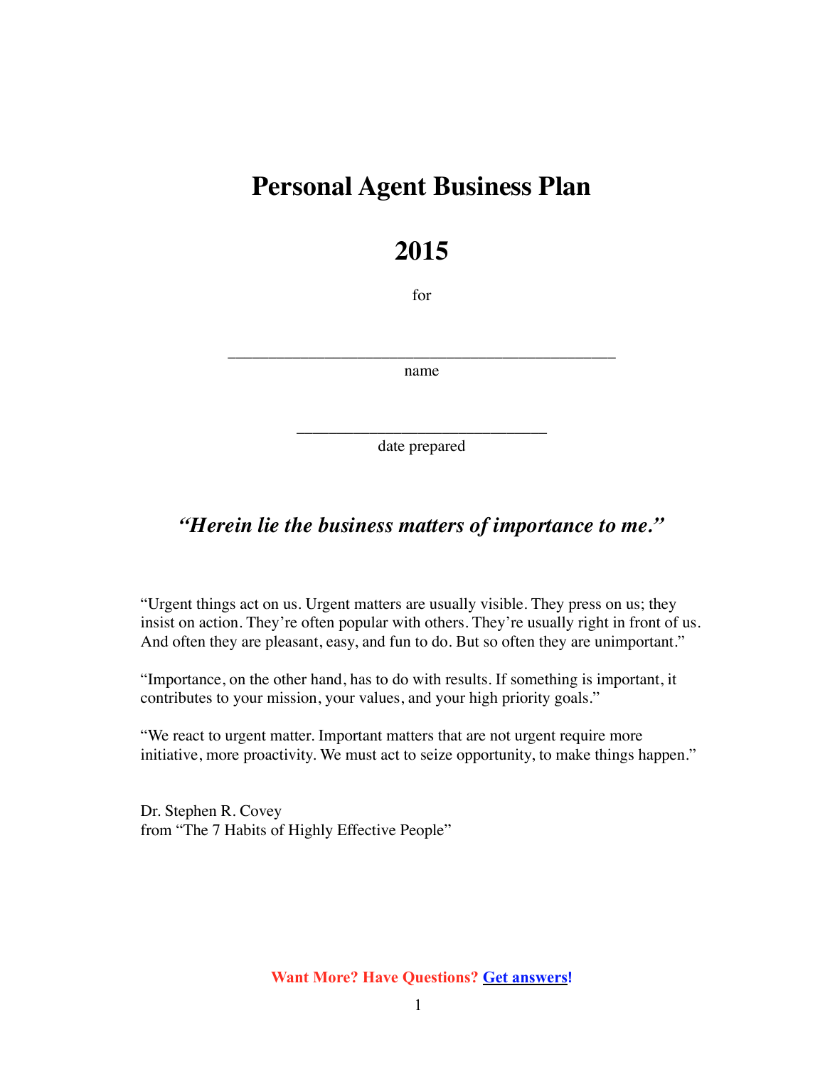# Personal Agent Business Plan

# 2015

for

\_\_\_\_\_\_\_\_\_\_\_\_\_\_\_\_\_\_\_\_\_\_\_\_\_\_\_\_\_\_\_\_\_\_\_\_\_\_\_\_\_\_\_\_\_\_\_\_

name

\_\_\_\_\_\_\_\_\_\_\_\_\_\_\_\_\_\_\_\_\_\_\_\_\_\_\_\_\_\_\_\_

date prepared

### *"Herein lie the business matters of importance to me."*

"Urgent things act on us. Urgent matters are usually visible. They press on us; they insist on action. They're often popular with others. They're usually right in front of us. And often they are pleasant, easy, and fun to do. But so often they are unimportant."

"Importance, on the other hand, has to do with results. If something is important, it contributes to your mission, your values, and your high priority goals."

"We react to urgent matter. Important matters that are not urgent require more initiative, more proactivity. We must act to seize opportunity, to make things happen."

Dr. Stephen R. Covey
from "The 7 Habits of Highly Effective People"

**Want More? Have Questions? Get answers!**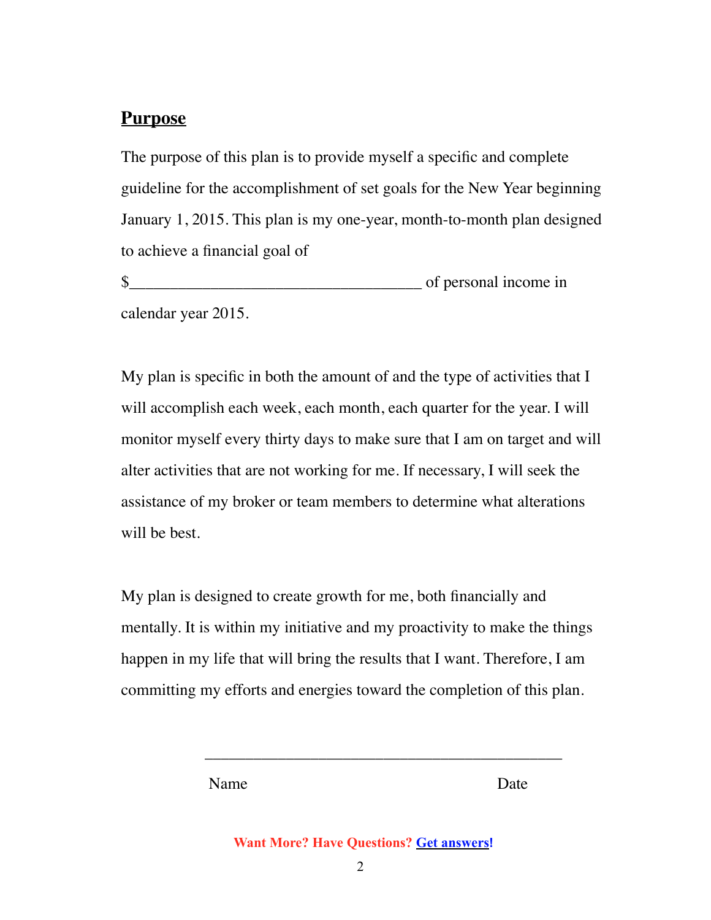## **Purpose**

The purpose of this plan is to provide myself a specific and complete guideline for the accomplishment of set goals for the New Year beginning January 1, 2015. This plan is my one-year, month-to-month plan designed to achieve a financial goal of

$____________________________________ of personal income in calendar year 2015.

My plan is specific in both the amount of and the type of activities that I will accomplish each week, each month, each quarter for the year. I will monitor myself every thirty days to make sure that I am on target and will alter activities that are not working for me. If necessary, I will seek the assistance of my broker or team members to determine what alterations will be best.

My plan is designed to create growth for me, both financially and mentally. It is within my initiative and my proactivity to make the things happen in my life that will bring the results that I want. Therefore, I am committing my efforts and energies toward the completion of this plan.

_____________________________________________

Name                                    Date

**Want More? Have Questions? Get answers!**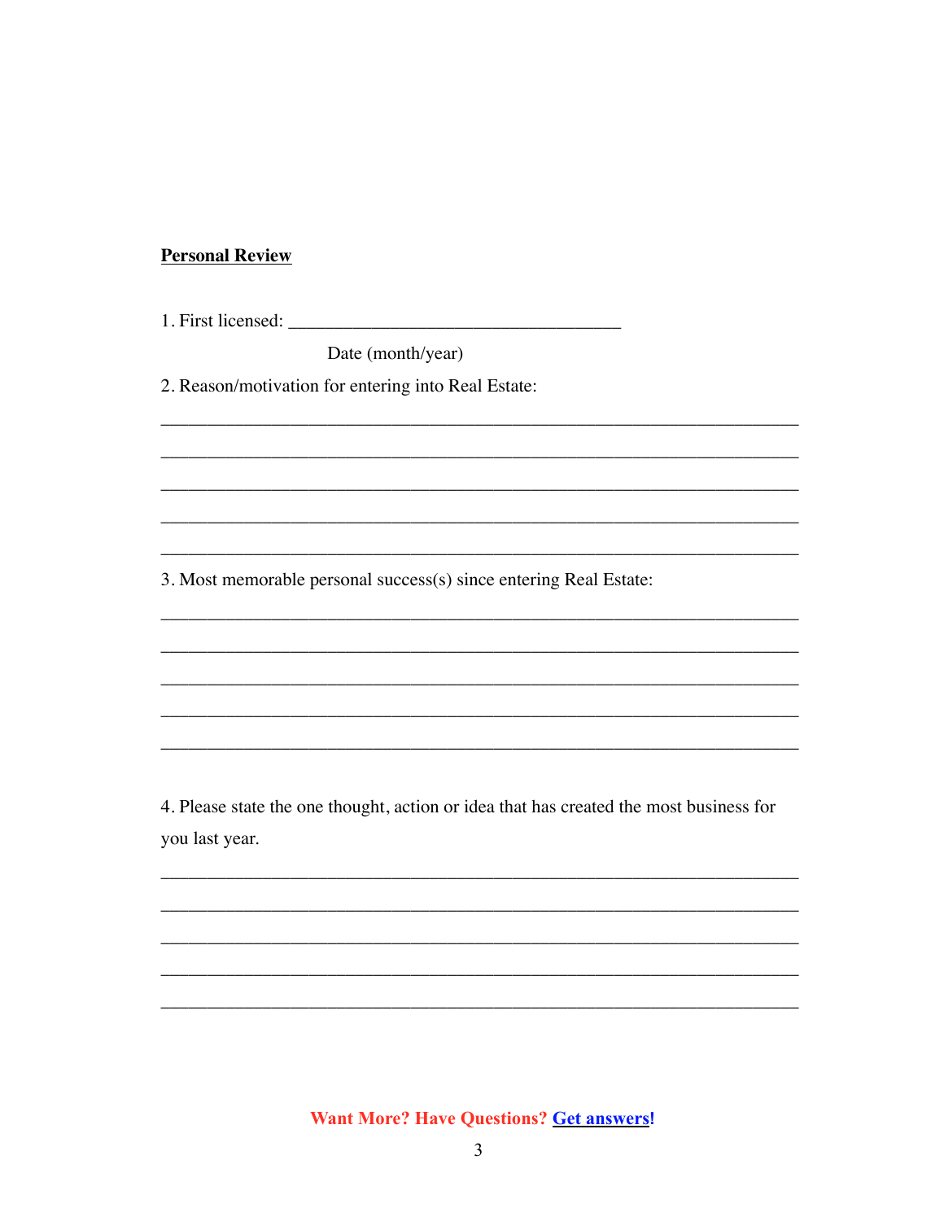**Personal Review**

1. First licensed: ___________________________________

Date (month/year)

2. Reason/motivation for entering into Real Estate:

_________________________________________________________________

_________________________________________________________________

_________________________________________________________________

_________________________________________________________________

_________________________________________________________________

3. Most memorable personal success(s) since entering Real Estate:

_________________________________________________________________

_________________________________________________________________

_________________________________________________________________

_________________________________________________________________

_________________________________________________________________

4. Please state the one thought, action or idea that has created the most business for you last year.

_________________________________________________________________

_________________________________________________________________

_________________________________________________________________

_________________________________________________________________

_________________________________________________________________

**Want More? Have Questions? Get answers!**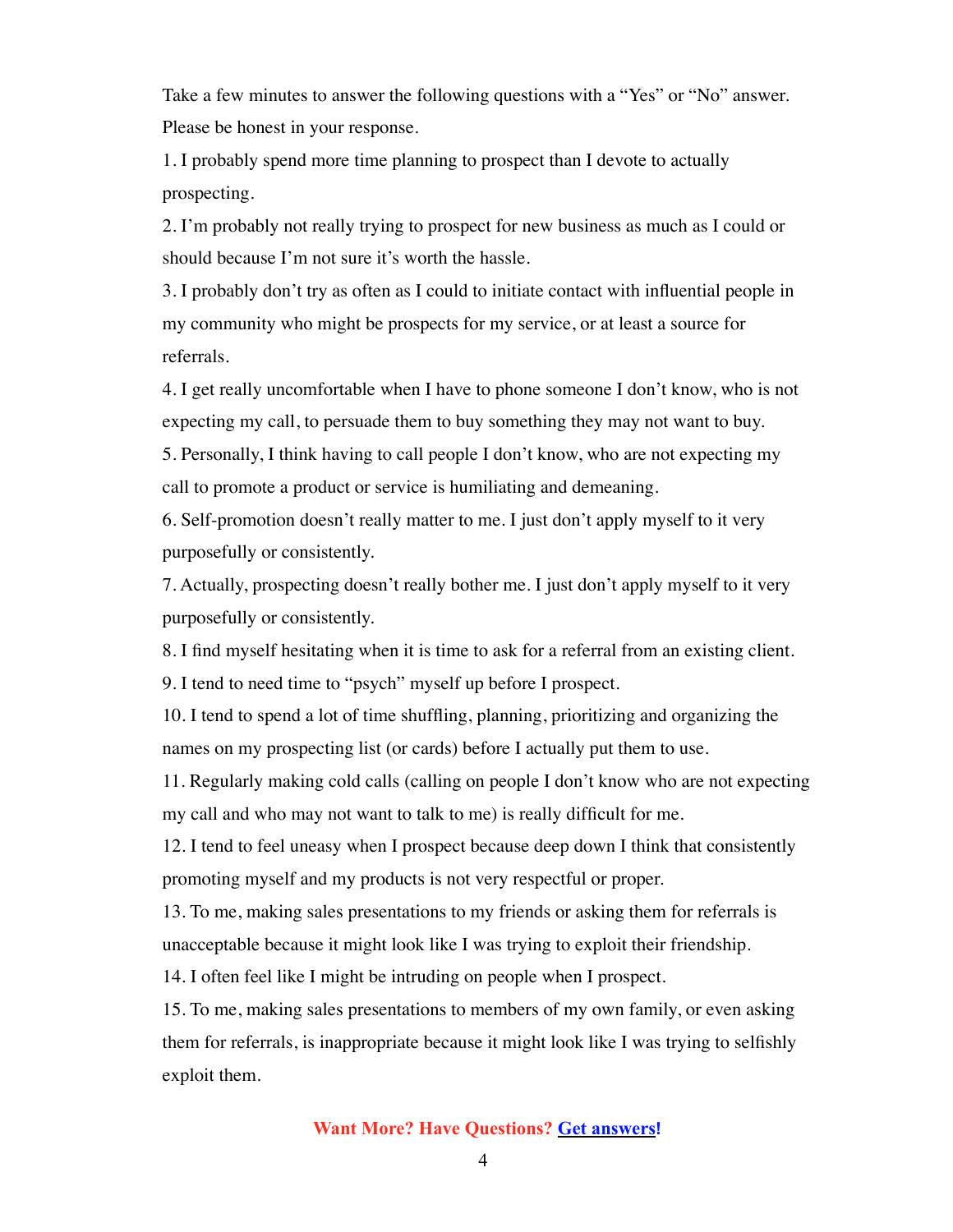Take a few minutes to answer the following questions with a "Yes" or "No" answer. Please be honest in your response.

1. I probably spend more time planning to prospect than I devote to actually prospecting.
2. I'm probably not really trying to prospect for new business as much as I could or should because I'm not sure it's worth the hassle.
3. I probably don't try as often as I could to initiate contact with influential people in my community who might be prospects for my service, or at least a source for referrals.
4. I get really uncomfortable when I have to phone someone I don't know, who is not expecting my call, to persuade them to buy something they may not want to buy.
5. Personally, I think having to call people I don't know, who are not expecting my call to promote a product or service is humiliating and demeaning.
6. Self-promotion doesn't really matter to me. I just don't apply myself to it very purposefully or consistently.
7. Actually, prospecting doesn't really bother me. I just don't apply myself to it very purposefully or consistently.
8. I find myself hesitating when it is time to ask for a referral from an existing client.
9. I tend to need time to "psych" myself up before I prospect.
10. I tend to spend a lot of time shuffling, planning, prioritizing and organizing the names on my prospecting list (or cards) before I actually put them to use.
11. Regularly making cold calls (calling on people I don't know who are not expecting my call and who may not want to talk to me) is really difficult for me.
12. I tend to feel uneasy when I prospect because deep down I think that consistently promoting myself and my products is not very respectful or proper.
13. To me, making sales presentations to my friends or asking them for referrals is unacceptable because it might look like I was trying to exploit their friendship.
14. I often feel like I might be intruding on people when I prospect.
15. To me, making sales presentations to members of my own family, or even asking them for referrals, is inappropriate because it might look like I was trying to selfishly exploit them.

**Want More? Have Questions? [Get answers](#)!**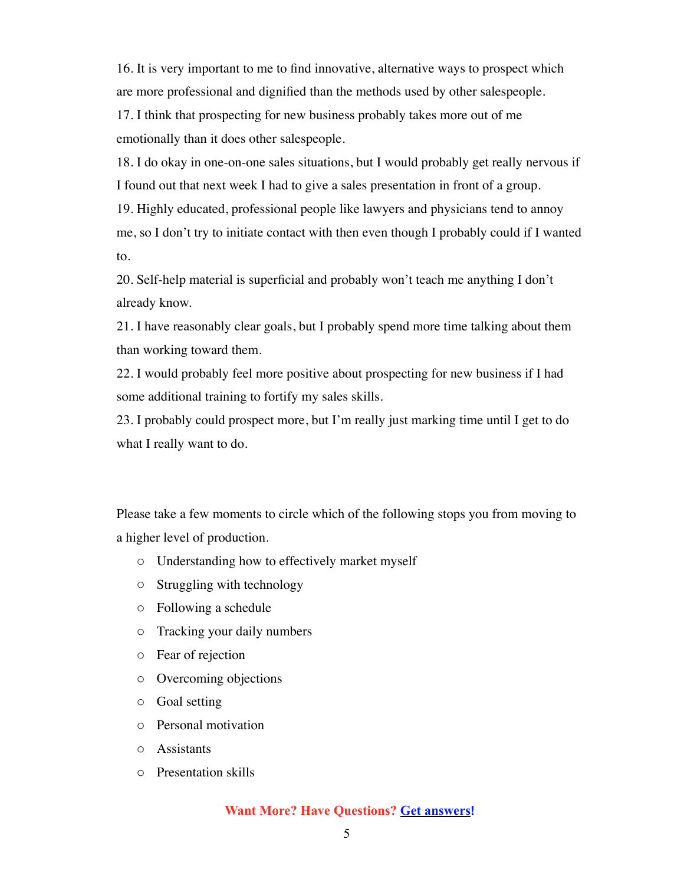16. It is very important to me to find innovative, alternative ways to prospect which are more professional and dignified than the methods used by other salespeople.
17. I think that prospecting for new business probably takes more out of me emotionally than it does other salespeople.
18. I do okay in one-on-one sales situations, but I would probably get really nervous if I found out that next week I had to give a sales presentation in front of a group.
19. Highly educated, professional people like lawyers and physicians tend to annoy me, so I don't try to initiate contact with then even though I probably could if I wanted to.
20. Self-help material is superficial and probably won't teach me anything I don't already know.
21. I have reasonably clear goals, but I probably spend more time talking about them than working toward them.
22. I would probably feel more positive about prospecting for new business if I had some additional training to fortify my sales skills.
23. I probably could prospect more, but I'm really just marking time until I get to do what I really want to do.

Please take a few moments to circle which of the following stops you from moving to a higher level of production.

- Understanding how to effectively market myself
- Struggling with technology
- Following a schedule
- Tracking your daily numbers
- Fear of rejection
- Overcoming objections
- Goal setting
- Personal motivation
- Assistants
- Presentation skills

**Want More? Have Questions? [Get answers](#)!**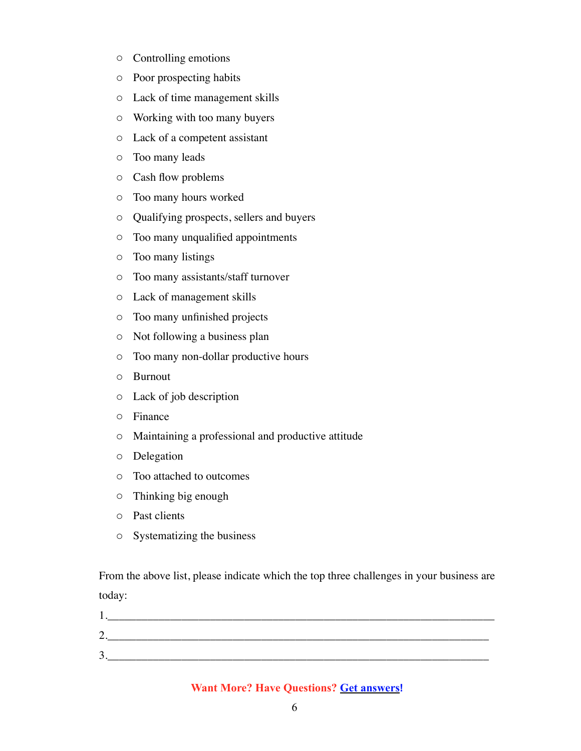- Controlling emotions
- Poor prospecting habits
- Lack of time management skills
- Working with too many buyers
- Lack of a competent assistant
- Too many leads
- Cash flow problems
- Too many hours worked
- Qualifying prospects, sellers and buyers
- Too many unqualified appointments
- Too many listings
- Too many assistants/staff turnover
- Lack of management skills
- Too many unfinished projects
- Not following a business plan
- Too many non-dollar productive hours
- Burnout
- Lack of job description
- Finance
- Maintaining a professional and productive attitude
- Delegation
- Too attached to outcomes
- Thinking big enough
- Past clients
- Systematizing the business

From the above list, please indicate which the top three challenges in your business are today:

1.______________________________________________________________________

2.______________________________________________________________________

3.______________________________________________________________________

**Want More? Have Questions? Get answers!**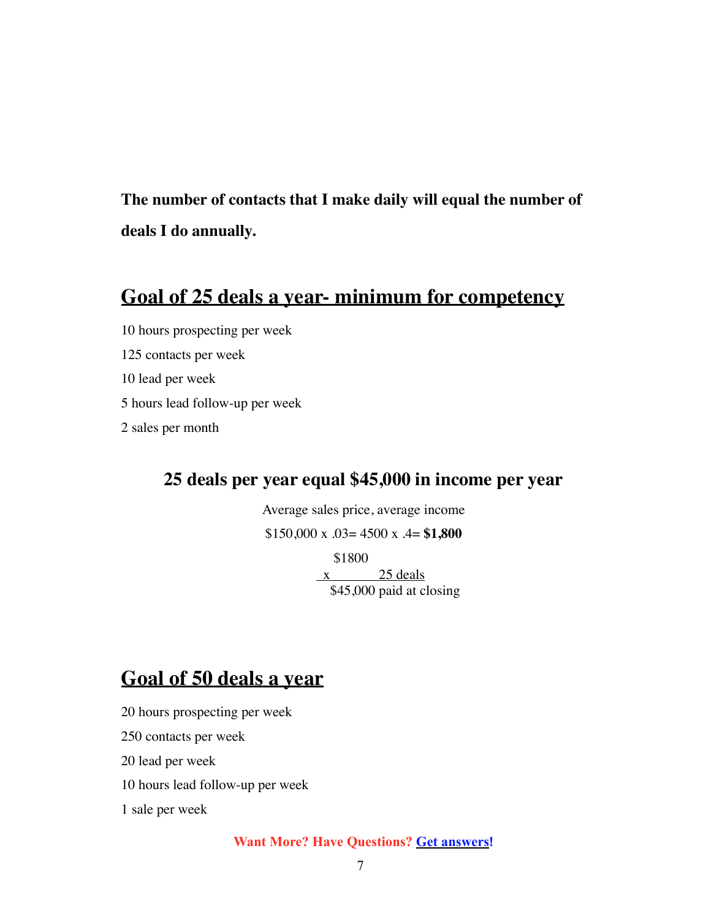**The number of contacts that I make daily will equal the number of deals I do annually.**

## Goal of 25 deals a year- minimum for competency

10 hours prospecting per week

125 contacts per week

10 lead per week

5 hours lead follow-up per week

2 sales per month

### 25 deals per year equal $45,000 in income per year

Average sales price, average income

$150,000 x .03= 4500 x .4= **$1,800**

```
  $1800
x      25 deals
 $45,000 paid at closing
```

## Goal of 50 deals a year

20 hours prospecting per week

250 contacts per week

20 lead per week

10 hours lead follow-up per week

1 sale per week

**Want More? Have Questions? Get answers!**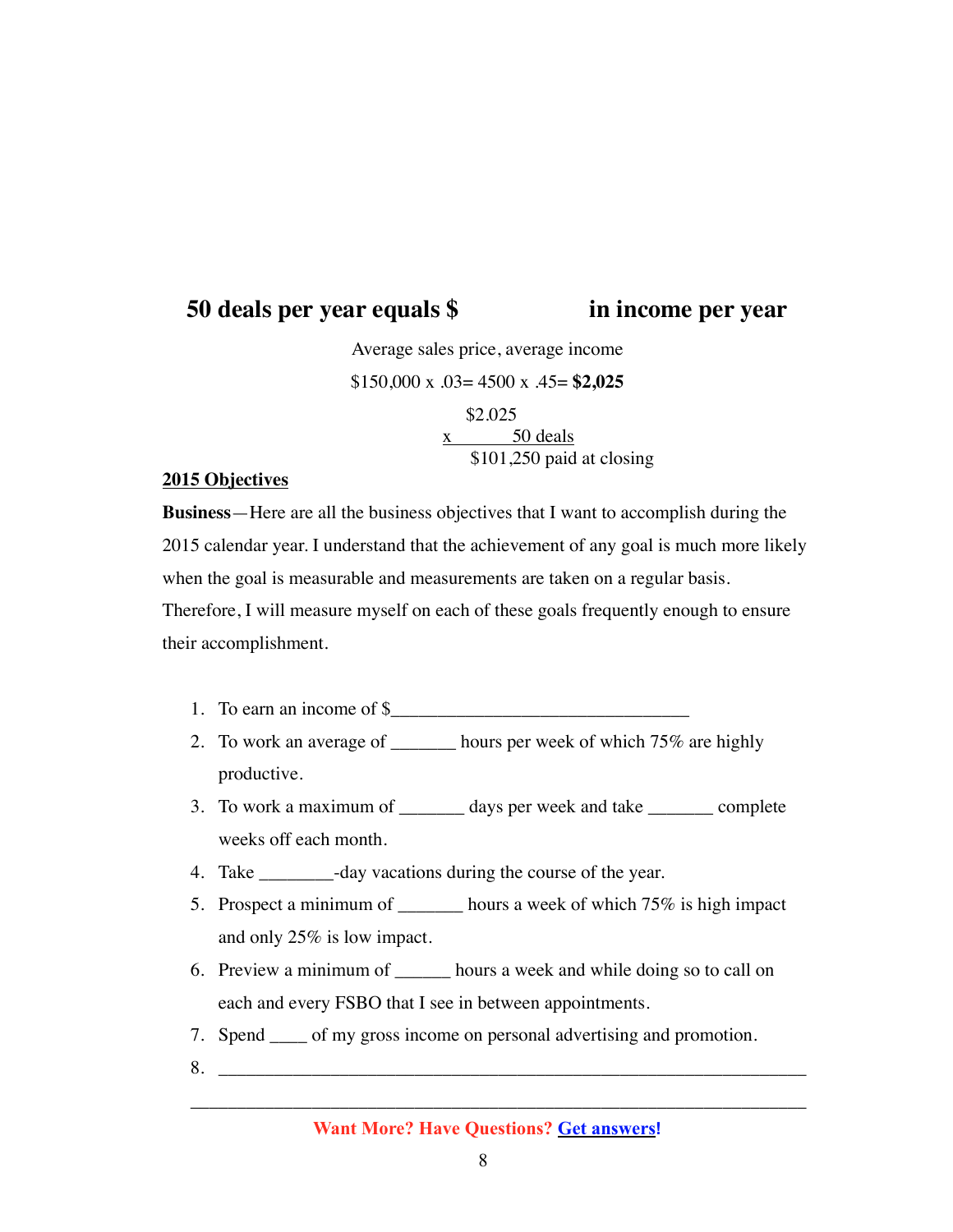## 50 deals per year equals $ in income per year

Average sales price, average income

$150,000 x .03= 4500 x .45= **$2,025**

```
   $2.025
x        50 deals
   $101,250 paid at closing
```

**2015 Objectives**

**Business**—Here are all the business objectives that I want to accomplish during the 2015 calendar year. I understand that the achievement of any goal is much more likely when the goal is measurable and measurements are taken on a regular basis. Therefore, I will measure myself on each of these goals frequently enough to ensure their accomplishment.

1. To earn an income of $________________________________
2. To work an average of _______ hours per week of which 75% are highly productive.
3. To work a maximum of _______ days per week and take _______ complete weeks off each month.
4. Take ________-day vacations during the course of the year.
5. Prospect a minimum of _______ hours a week of which 75% is high impact and only 25% is low impact.
6. Preview a minimum of ______ hours a week and while doing so to call on each and every FSBO that I see in between appointments.
7. Spend ____ of my gross income on personal advertising and promotion.
8. ________________________________________________________________

________________________________________________________________

**Want More? Have Questions? Get answers!**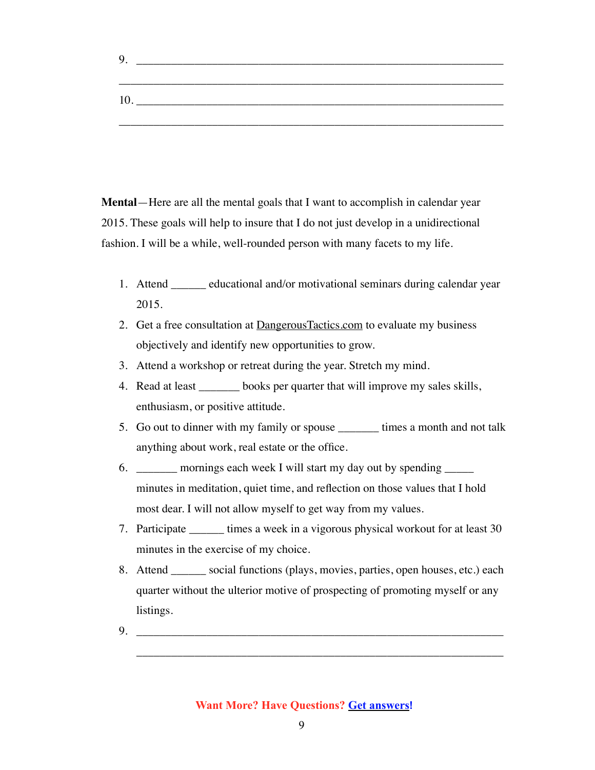9. ________________________________________________________________

________________________________________________________________

10. ________________________________________________________________

________________________________________________________________

**Mental**—Here are all the mental goals that I want to accomplish in calendar year 2015. These goals will help to insure that I do not just develop in a unidirectional fashion. I will be a while, well-rounded person with many facets to my life.

1. Attend ______ educational and/or motivational seminars during calendar year 2015.
2. Get a free consultation at DangerousTactics.com to evaluate my business objectively and identify new opportunities to grow.
3. Attend a workshop or retreat during the year. Stretch my mind.
4. Read at least _______ books per quarter that will improve my sales skills, enthusiasm, or positive attitude.
5. Go out to dinner with my family or spouse _______ times a month and not talk anything about work, real estate or the office.
6. _______ mornings each week I will start my day out by spending _____ minutes in meditation, quiet time, and reflection on those values that I hold most dear. I will not allow myself to get way from my values.
7. Participate ______ times a week in a vigorous physical workout for at least 30 minutes in the exercise of my choice.
8. Attend ______ social functions (plays, movies, parties, open houses, etc.) each quarter without the ulterior motive of prospecting of promoting myself or any listings.
9. ________________________________________________________________

   ________________________________________________________________

**Want More? Have Questions? Get answers!**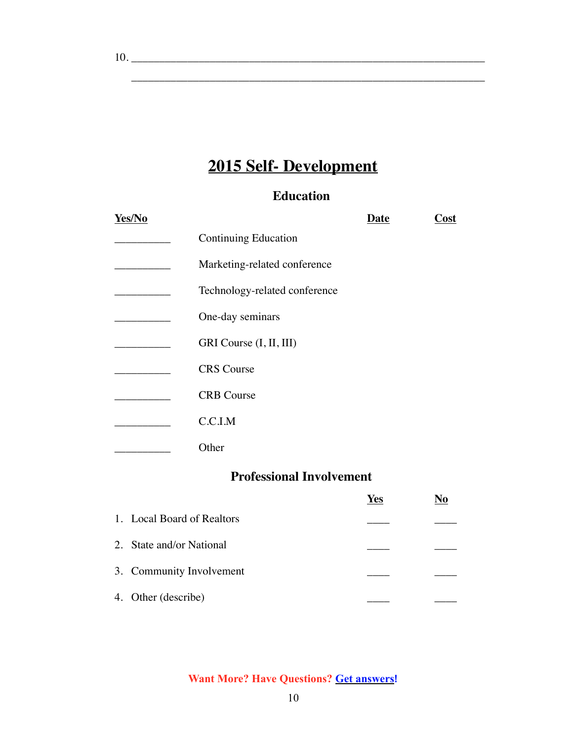10. ______________________________________________________________

______________________________________________________________

# 2015 Self- Development

## Education

| Yes/No | | Date | Cost |
|---|---|---|---|
| __________ | Continuing Education | | |
| __________ | Marketing-related conference | | |
| __________ | Technology-related conference | | |
| __________ | One-day seminars | | |
| __________ | GRI Course (I, II, III) | | |
| __________ | CRS Course | | |
| __________ | CRB Course | | |
| __________ | C.C.I.M | | |
| __________ | Other | | |

## Professional Involvement

| | Yes | No |
|---|---|---|
| 1. Local Board of Realtors | ____ | ____ |
| 2. State and/or National | ____ | ____ |
| 3. Community Involvement | ____ | ____ |
| 4. Other (describe) | ____ | ____ |

Want More? Have Questions? Get answers!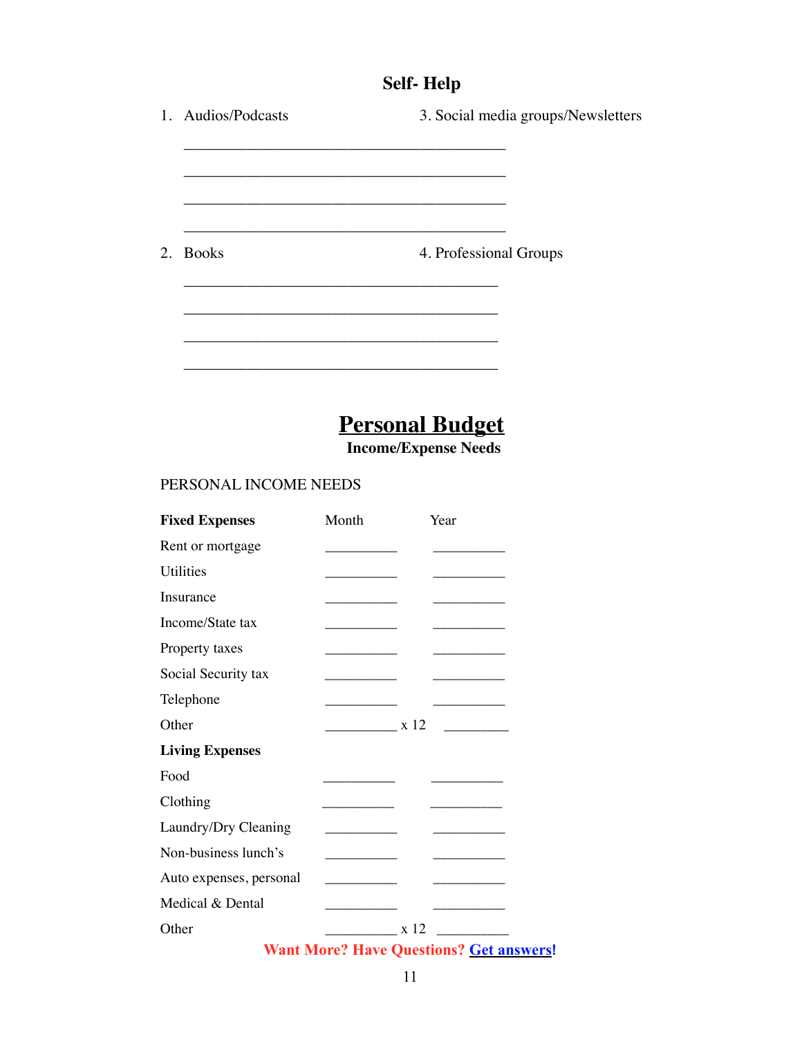## Self- Help

1. Audios/Podcasts

   ___________________________________________

   ___________________________________________

   ___________________________________________

   ___________________________________________

2. Books

   __________________________________________

   __________________________________________

   __________________________________________

   __________________________________________

3. Social media groups/Newsletters

4. Professional Groups

# Personal Budget

### Income/Expense Needs

PERSONAL INCOME NEEDS

| **Fixed Expenses** | Month | | Year |
|---|---|---|---|
| Rent or mortgage | __________ | | __________ |
| Utilities | __________ | | __________ |
| Insurance | __________ | | __________ |
| Income/State tax | __________ | | __________ |
| Property taxes | __________ | | __________ |
| Social Security tax | __________ | | __________ |
| Telephone | __________ | | __________ |
| Other | __________ | x 12 | _________ |
| **Living Expenses** | | | |
| Food | __________ | | __________ |
| Clothing | __________ | | __________ |
| Laundry/Dry Cleaning | __________ | | __________ |
| Non-business lunch's | __________ | | __________ |
| Auto expenses, personal | __________ | | __________ |
| Medical & Dental | __________ | | __________ |
| Other | __________ | x 12 | __________ |

**Want More? Have Questions? [Get answers](#)!**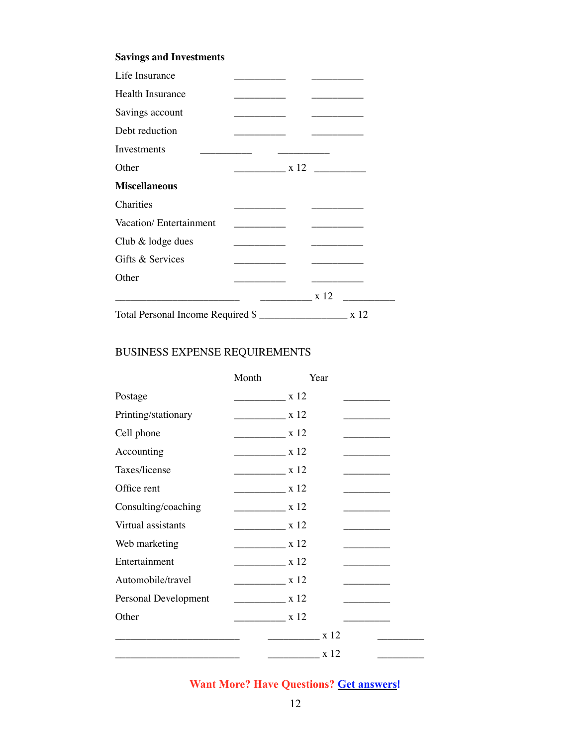**Savings and Investments**

| | | | |
|---|---|---|---|
| Life Insurance | __________ | | __________ |
| Health Insurance | __________ | | __________ |
| Savings account | __________ | | __________ |
| Debt reduction | __________ | | __________ |
| Investments | __________ | | __________ |
| Other | __________ | x 12 | __________ |

**Miscellaneous**

| | | | |
|---|---|---|---|
| Charities | __________ | | __________ |
| Vacation/ Entertainment | __________ | | __________ |
| Club & lodge dues | __________ | | __________ |
| Gifts & Services | __________ | | __________ |
| Other | __________ | | __________ |
| ________________________ | __________ | x 12 | __________ |

Total Personal Income Required $ ________________ x 12

## BUSINESS EXPENSE REQUIREMENTS

| | Month | | Year |
|---|---|---|---|
| Postage | __________ | x 12 | _________ |
| Printing/stationary | __________ | x 12 | _________ |
| Cell phone | __________ | x 12 | _________ |
| Accounting | __________ | x 12 | _________ |
| Taxes/license | __________ | x 12 | _________ |
| Office rent | __________ | x 12 | _________ |
| Consulting/coaching | __________ | x 12 | _________ |
| Virtual assistants | __________ | x 12 | _________ |
| Web marketing | __________ | x 12 | _________ |
| Entertainment | __________ | x 12 | _________ |
| Automobile/travel | __________ | x 12 | _________ |
| Personal Development | __________ | x 12 | _________ |
| Other | __________ | x 12 | _________ |
| ________________________ | __________ | x 12 | _________ |
| ________________________ | __________ | x 12 | _________ |

**Want More? Have Questions? Get answers!**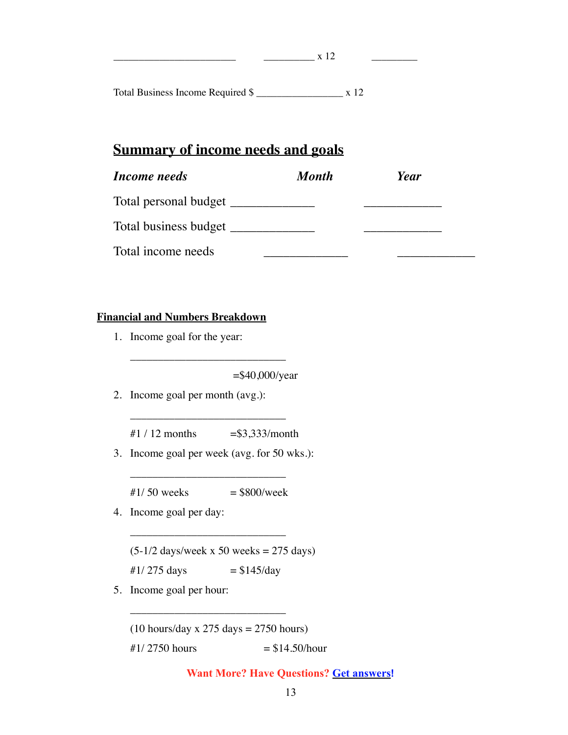________________________ __________ x 12 _________

Total Business Income Required $ _________________ x 12

## Summary of income needs and goals

| *Income needs* | *Month* | *Year* |
|---|---|---|
| Total personal budget | _____________ | ____________ |
| Total business budget | _____________ | ____________ |
| Total income needs | _____________ | ____________ |

### Financial and Numbers Breakdown

1. Income goal for the year:

   ____________________________

   =$40,000/year

2. Income goal per month (avg.):

   ____________________________

   #1 / 12 months =$3,333/month

3. Income goal per week (avg. for 50 wks.):

   ____________________________

   #1/ 50 weeks = $800/week

4. Income goal per day:

   ____________________________

   (5-1/2 days/week x 50 weeks = 275 days)

   #1/ 275 days = $145/day

5. Income goal per hour:

   ____________________________

   (10 hours/day x 275 days = 2750 hours)

   #1/ 2750 hours = $14.50/hour

**Want More? Have Questions? Get answers!**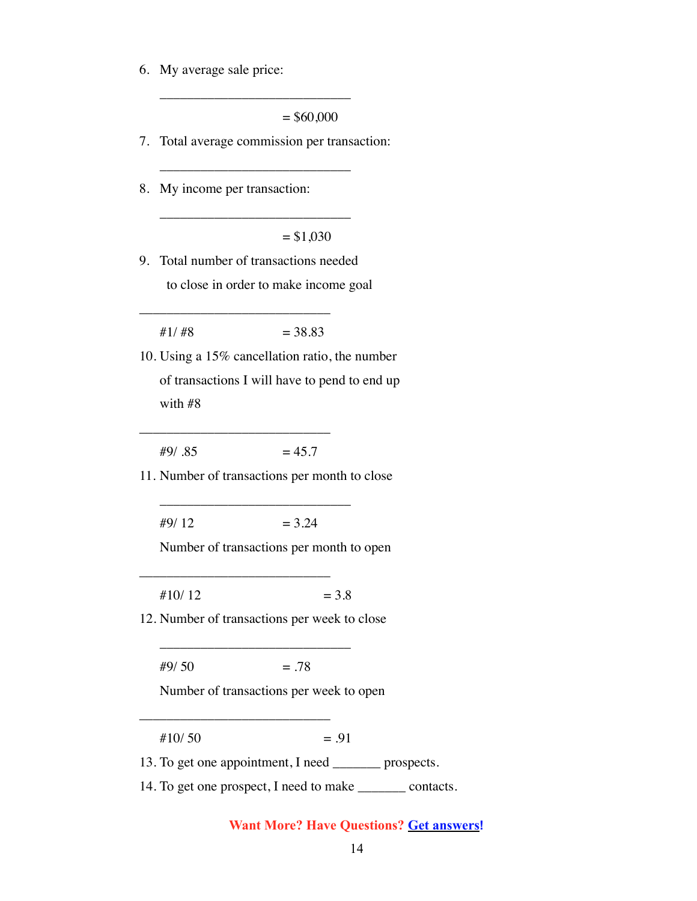6. My average sale price:

   ____________________________

   = $60,000

7. Total average commission per transaction:

   ____________________________

8. My income per transaction:

   ____________________________

   = $1,030

9. Total number of transactions needed to close in order to make income goal

   ____________________________

   #1/ #8 = 38.83

10. Using a 15% cancellation ratio, the number of transactions I will have to pend to end up with #8

    ____________________________

    #9/ .85 = 45.7

11. Number of transactions per month to close

    ____________________________

    #9/ 12 = 3.24

    Number of transactions per month to open

    ____________________________

    #10/ 12 = 3.8

12. Number of transactions per week to close

    ____________________________

    #9/ 50 = .78

    Number of transactions per week to open

    ____________________________

    #10/ 50 = .91

13. To get one appointment, I need _______ prospects.
14. To get one prospect, I need to make _______ contacts.

**Want More? Have Questions? [Get answers](#)!**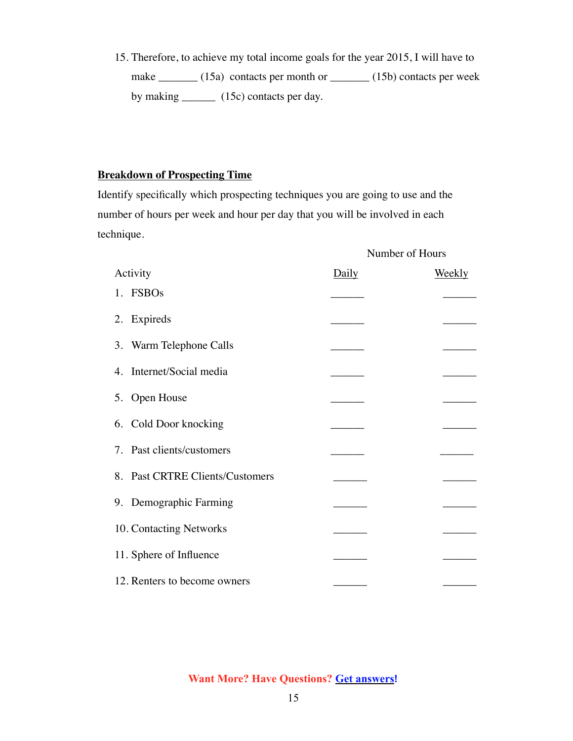15. Therefore, to achieve my total income goals for the year 2015, I will have to make _______ (15a) contacts per month or _______ (15b) contacts per week by making ______ (15c) contacts per day.

**Breakdown of Prospecting Time**

Identify specifically which prospecting techniques you are going to use and the number of hours per week and hour per day that you will be involved in each technique.

| Activity | Number of Hours Daily | Number of Hours Weekly |
|---|---|---|
| 1. FSBOs | ______ | ______ |
| 2. Expireds | ______ | ______ |
| 3. Warm Telephone Calls | ______ | ______ |
| 4. Internet/Social media | ______ | ______ |
| 5. Open House | ______ | ______ |
| 6. Cold Door knocking | ______ | ______ |
| 7. Past clients/customers | ______ | ______ |
| 8. Past CRTRE Clients/Customers | ______ | ______ |
| 9. Demographic Farming | ______ | ______ |
| 10. Contacting Networks | ______ | ______ |
| 11. Sphere of Influence | ______ | ______ |
| 12. Renters to become owners | ______ | ______ |

Want More? Have Questions? Get answers!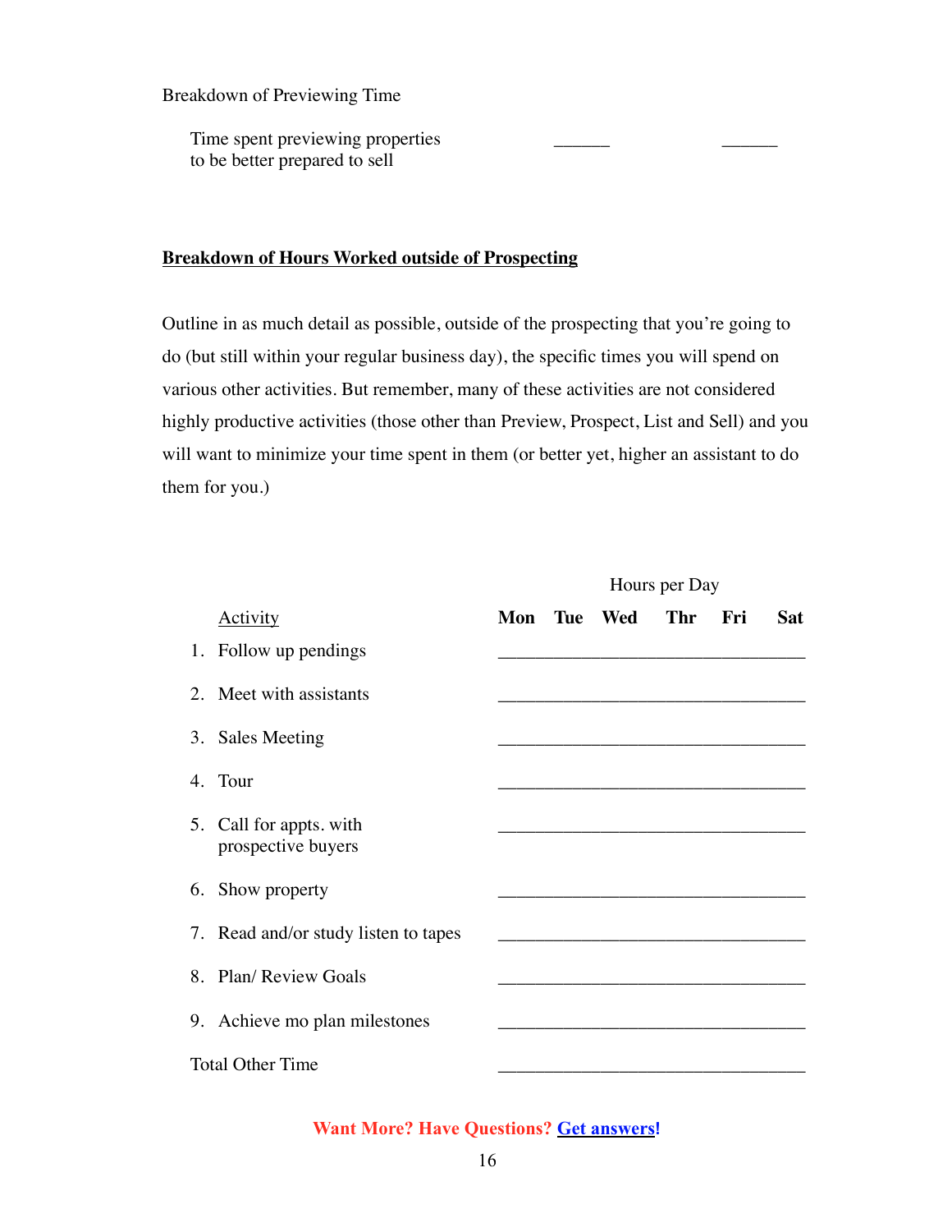Breakdown of Previewing Time

| | | |
|---|---|---|
| Time spent previewing properties to be better prepared to sell | ______ | ______ |

**<u>Breakdown of Hours Worked outside of Prospecting</u>**

Outline in as much detail as possible, outside of the prospecting that you're going to do (but still within your regular business day), the specific times you will spend on various other activities. But remember, many of these activities are not considered highly productive activities (those other than Preview, Prospect, List and Sell) and you will want to minimize your time spent in them (or better yet, higher an assistant to do them for you.)

| Activity | Hours per Day | | | | | |
|---|---|---|---|---|---|---|
| | **Mon** | **Tue** | **Wed** | **Thr** | **Fri** | **Sat** |
| 1. Follow up pendings | | | | | | |
| 2. Meet with assistants | | | | | | |
| 3. Sales Meeting | | | | | | |
| 4. Tour | | | | | | |
| 5. Call for appts. with prospective buyers | | | | | | |
| 6. Show property | | | | | | |
| 7. Read and/or study listen to tapes | | | | | | |
| 8. Plan/ Review Goals | | | | | | |
| 9. Achieve mo plan milestones | | | | | | |
| Total Other Time | | | | | | |

**Want More? Have Questions? [Get answers](#)!**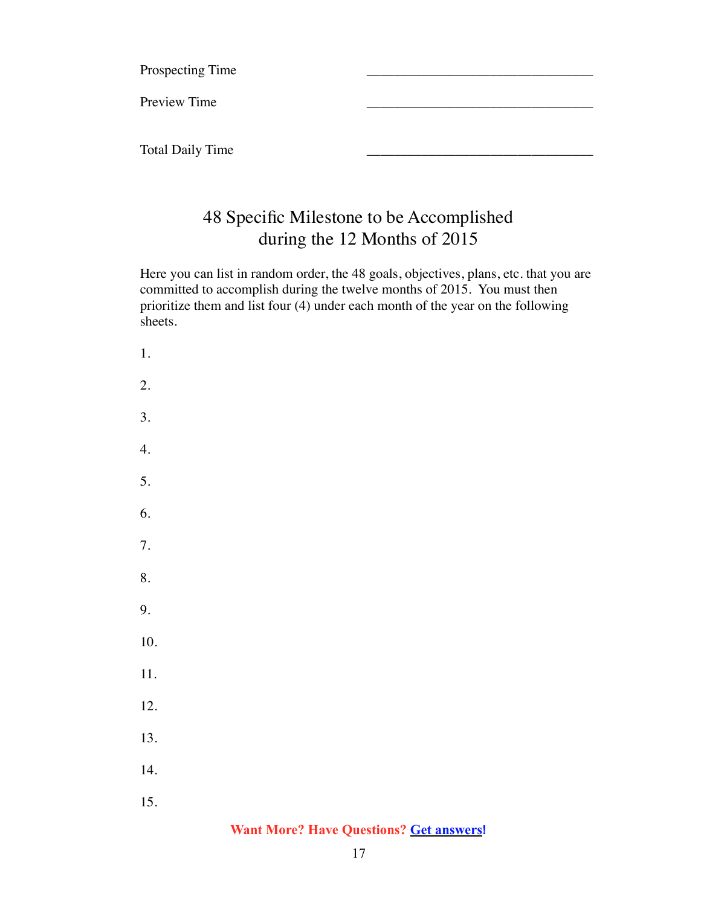Prospecting Time ________________________________

Preview Time ________________________________

Total Daily Time ________________________________

## 48 Specific Milestone to be Accomplished during the 12 Months of 2015

Here you can list in random order, the 48 goals, objectives, plans, etc. that you are committed to accomplish during the twelve months of 2015. You must then prioritize them and list four (4) under each month of the year on the following sheets.

1.

2.

3.

4.

5.

6.

7.

8.

9.

10.

11.

12.

13.

14.

15.

**Want More? Have Questions? [Get answers](#)!**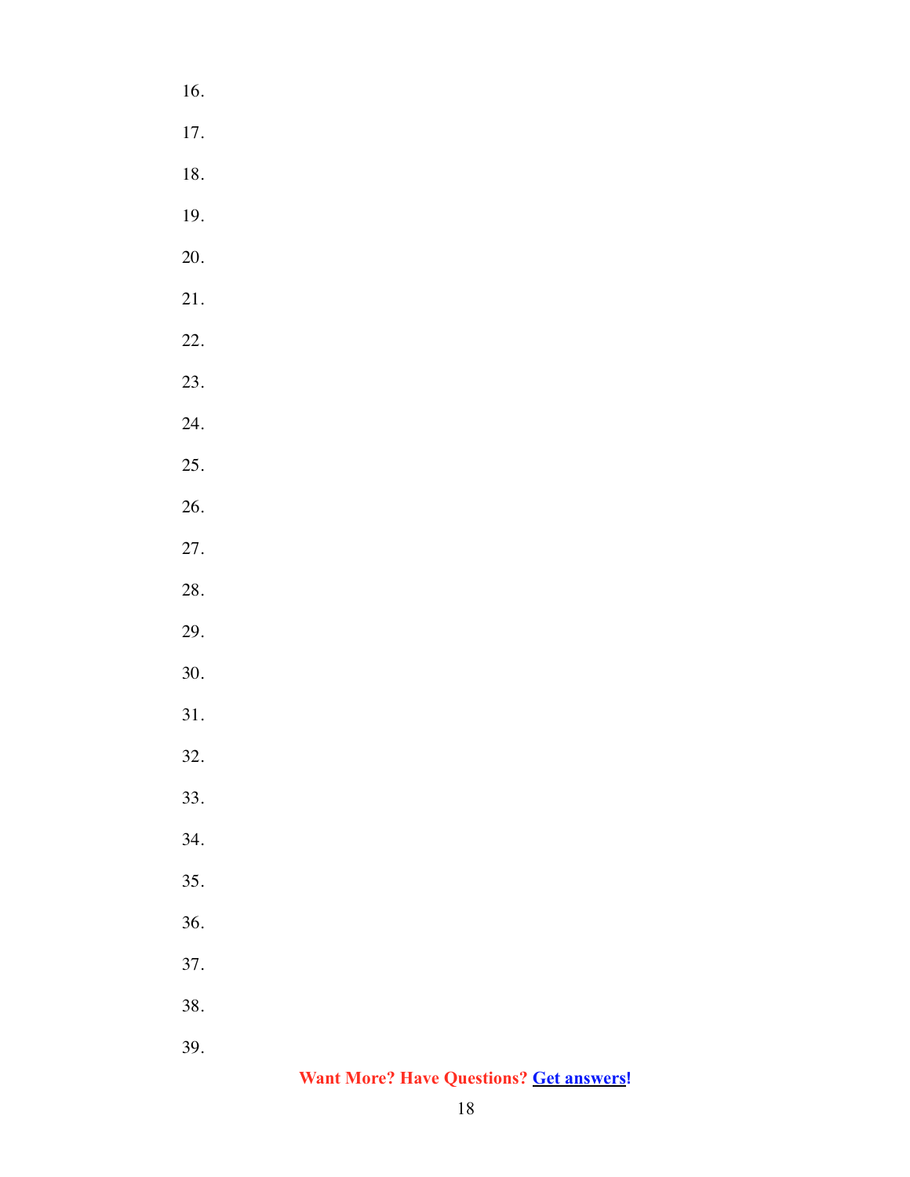16.

17.

18.

19.

20.

21.

22.

23.

24.

25.

26.

27.

28.

29.

30.

31.

32.

33.

34.

35.

36.

37.

38.

39.

**Want More? Have Questions? [Get answers](#)!**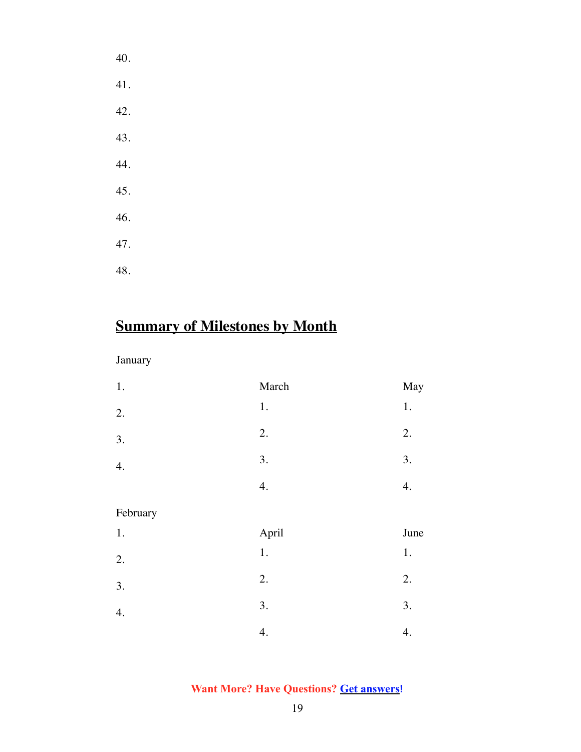40.

41.

42.

43.

44.

45.

46.

47.

48.

## Summary of Milestones by Month

January

1.
2.
3.
4.

February

1.
2.
3.
4.

March

1.
2.
3.
4.

April

1.
2.
3.
4.

May

1.
2.
3.
4.

June

1.
2.
3.
4.

**Want More? Have Questions? Get answers!**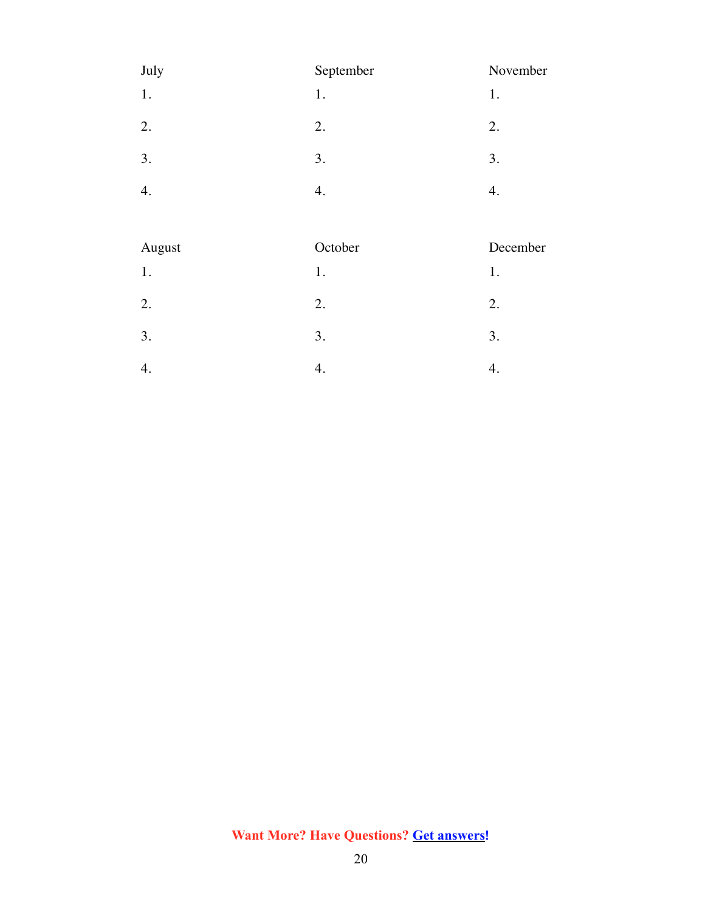July
1.

2.

3.

4.

August
1.

2.

3.

4.

September
1.

2.

3.

4.

October
1.

2.

3.

4.

November
1.

2.

3.

4.

December
1.

2.

3.

4.

**Want More? Have Questions? [Get answers](#)!**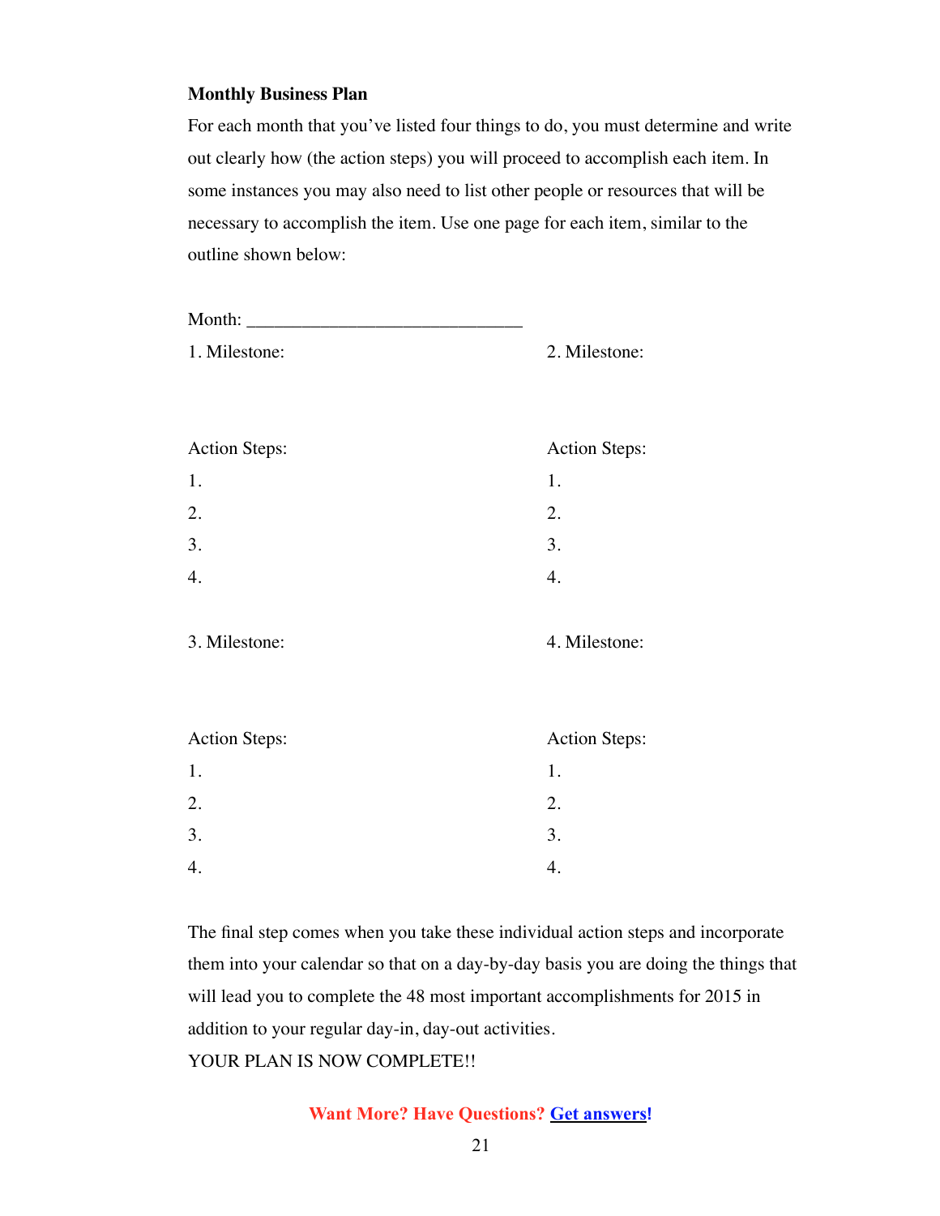**Monthly Business Plan**

For each month that you've listed four things to do, you must determine and write out clearly how (the action steps) you will proceed to accomplish each item. In some instances you may also need to list other people or resources that will be necessary to accomplish the item. Use one page for each item, similar to the outline shown below:

Month: ______________________________

1. Milestone:

Action Steps:

1.
2.
3.
4.

2. Milestone:

Action Steps:

1.
2.
3.
4.

3. Milestone:

Action Steps:

1.
2.
3.
4.

4. Milestone:

Action Steps:

1.
2.
3.
4.

The final step comes when you take these individual action steps and incorporate them into your calendar so that on a day-by-day basis you are doing the things that will lead you to complete the 48 most important accomplishments for 2015 in addition to your regular day-in, day-out activities.

YOUR PLAN IS NOW COMPLETE!!

**Want More? Have Questions? Get answers!**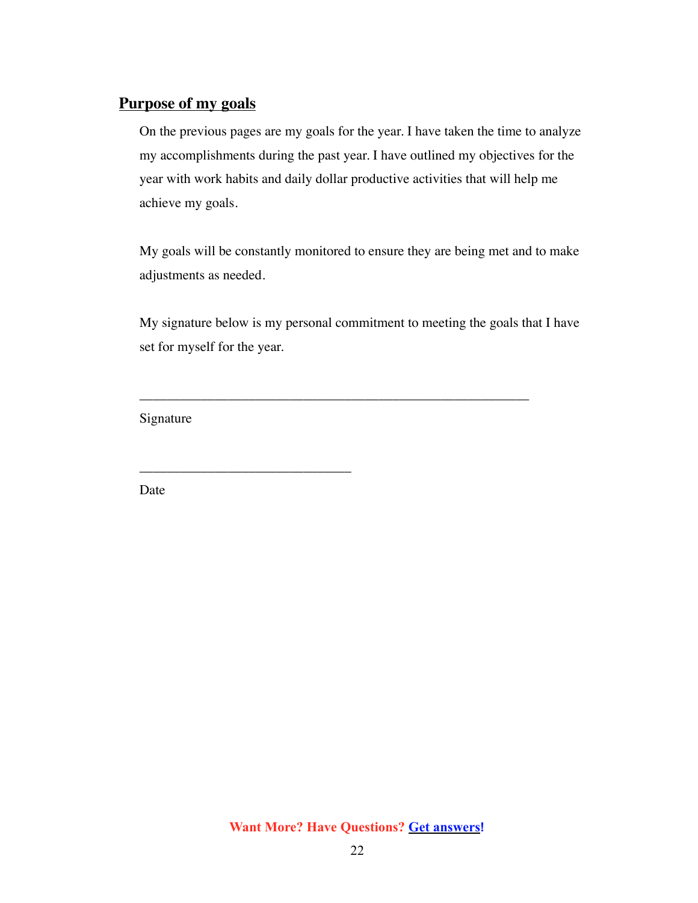## Purpose of my goals

On the previous pages are my goals for the year. I have taken the time to analyze my accomplishments during the past year. I have outlined my objectives for the year with work habits and daily dollar productive activities that will help me achieve my goals.

My goals will be constantly monitored to ensure they are being met and to make adjustments as needed.

My signature below is my personal commitment to meeting the goals that I have set for myself for the year.

_______________________________________________________

Signature

______________________________

Date

**Want More? Have Questions? Get answers!**